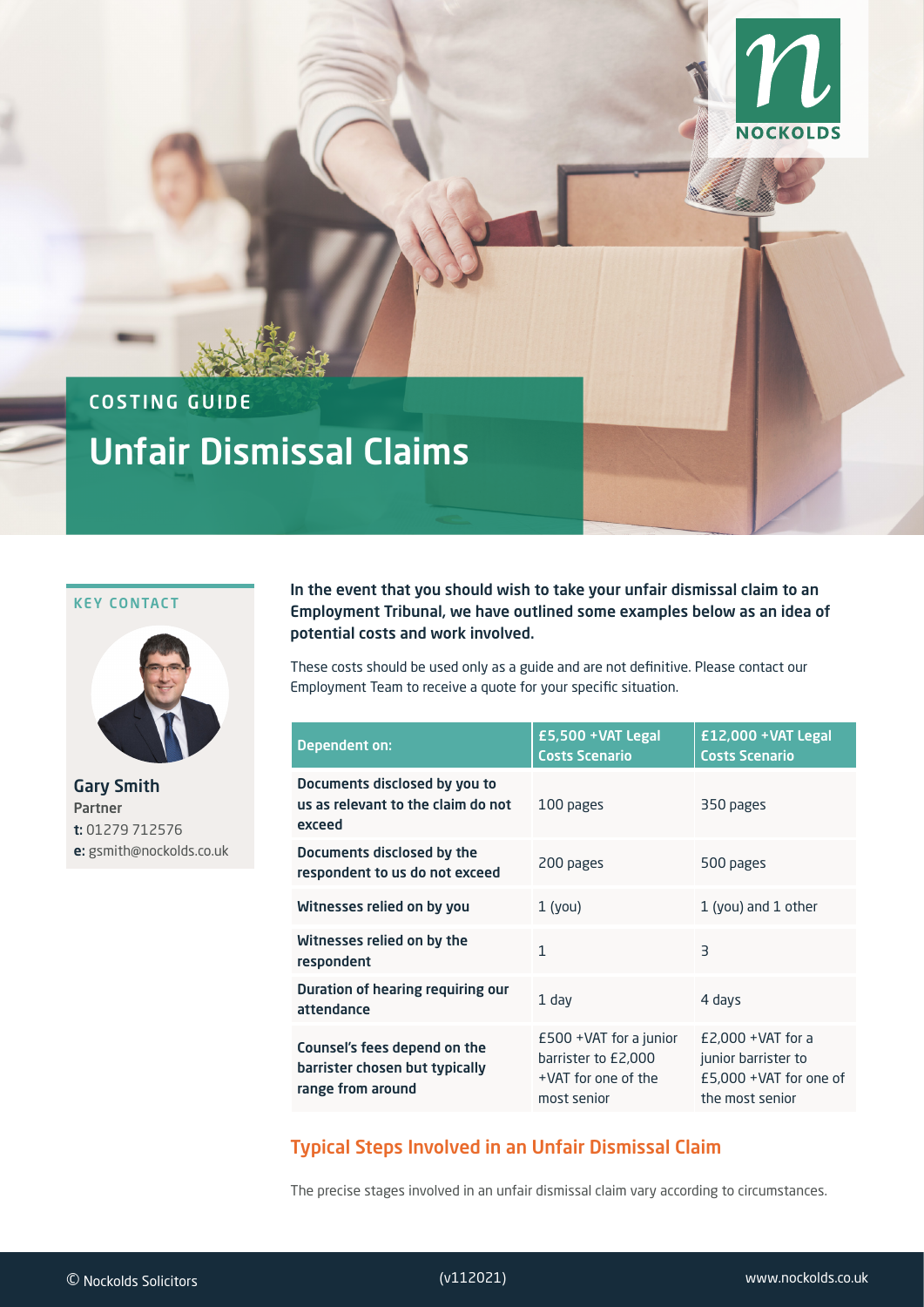COSTING GUIDE

# Unfair Dismissal Claims

KEY CONTACT

**Gary Smith**
Partner
**t:** 01279 712576
**e:** gsmith@nockolds.co.uk

**In the event that you should wish to take your unfair dismissal claim to an Employment Tribunal, we have outlined some examples below as an idea of potential costs and work involved.**

These costs should be used only as a guide and are not definitive. Please contact our Employment Team to receive a quote for your specific situation.

| Dependent on: | £5,500 +VAT Legal Costs Scenario | £12,000 +VAT Legal Costs Scenario |
|---|---|---|
| **Documents disclosed by you to us as relevant to the claim do not exceed** | 100 pages | 350 pages |
| **Documents disclosed by the respondent to us do not exceed** | 200 pages | 500 pages |
| **Witnesses relied on by you** | 1 (you) | 1 (you) and 1 other |
| **Witnesses relied on by the respondent** | 1 | 3 |
| **Duration of hearing requiring our attendance** | 1 day | 4 days |
| **Counsel's fees depend on the barrister chosen but typically range from around** | £500 +VAT for a junior barrister to £2,000 +VAT for one of the most senior | £2,000 +VAT for a junior barrister to £5,000 +VAT for one of the most senior |

## Typical Steps Involved in an Unfair Dismissal Claim

The precise stages involved in an unfair dismissal claim vary according to circumstances.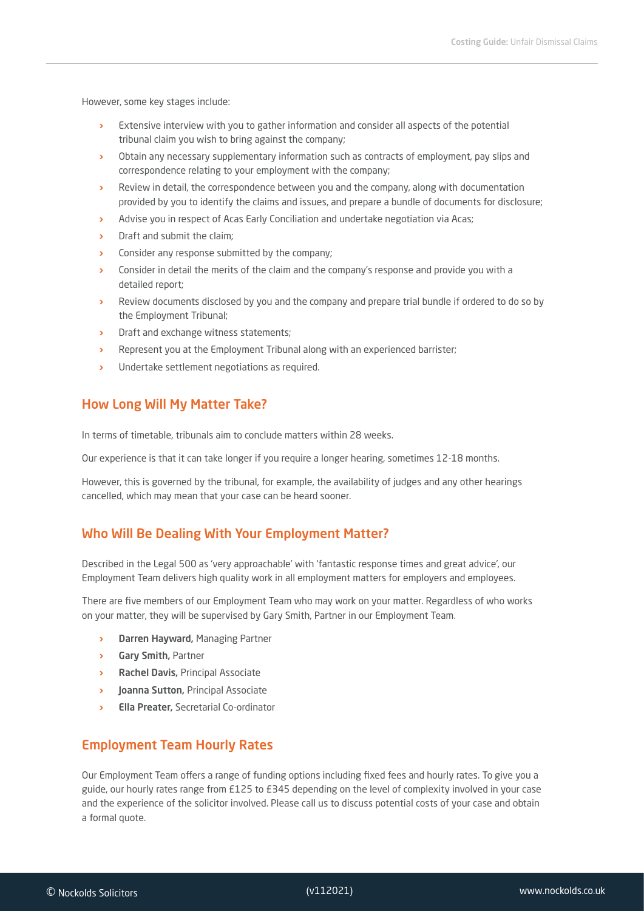However, some key stages include:

- Extensive interview with you to gather information and consider all aspects of the potential tribunal claim you wish to bring against the company;
- Obtain any necessary supplementary information such as contracts of employment, pay slips and correspondence relating to your employment with the company;
- Review in detail, the correspondence between you and the company, along with documentation provided by you to identify the claims and issues, and prepare a bundle of documents for disclosure;
- Advise you in respect of Acas Early Conciliation and undertake negotiation via Acas;
- Draft and submit the claim;
- Consider any response submitted by the company;
- Consider in detail the merits of the claim and the company's response and provide you with a detailed report;
- Review documents disclosed by you and the company and prepare trial bundle if ordered to do so by the Employment Tribunal;
- Draft and exchange witness statements;
- Represent you at the Employment Tribunal along with an experienced barrister;
- Undertake settlement negotiations as required.

## How Long Will My Matter Take?

In terms of timetable, tribunals aim to conclude matters within 28 weeks.

Our experience is that it can take longer if you require a longer hearing, sometimes 12-18 months.

However, this is governed by the tribunal, for example, the availability of judges and any other hearings cancelled, which may mean that your case can be heard sooner.

## Who Will Be Dealing With Your Employment Matter?

Described in the Legal 500 as 'very approachable' with 'fantastic response times and great advice', our Employment Team delivers high quality work in all employment matters for employers and employees.

There are five members of our Employment Team who may work on your matter. Regardless of who works on your matter, they will be supervised by Gary Smith, Partner in our Employment Team.

- **Darren Hayward,** Managing Partner
- **Gary Smith,** Partner
- **Rachel Davis,** Principal Associate
- **Joanna Sutton,** Principal Associate
- **Ella Preater,** Secretarial Co-ordinator

## Employment Team Hourly Rates

Our Employment Team offers a range of funding options including fixed fees and hourly rates. To give you a guide, our hourly rates range from £125 to £345 depending on the level of complexity involved in your case and the experience of the solicitor involved. Please call us to discuss potential costs of your case and obtain a formal quote.